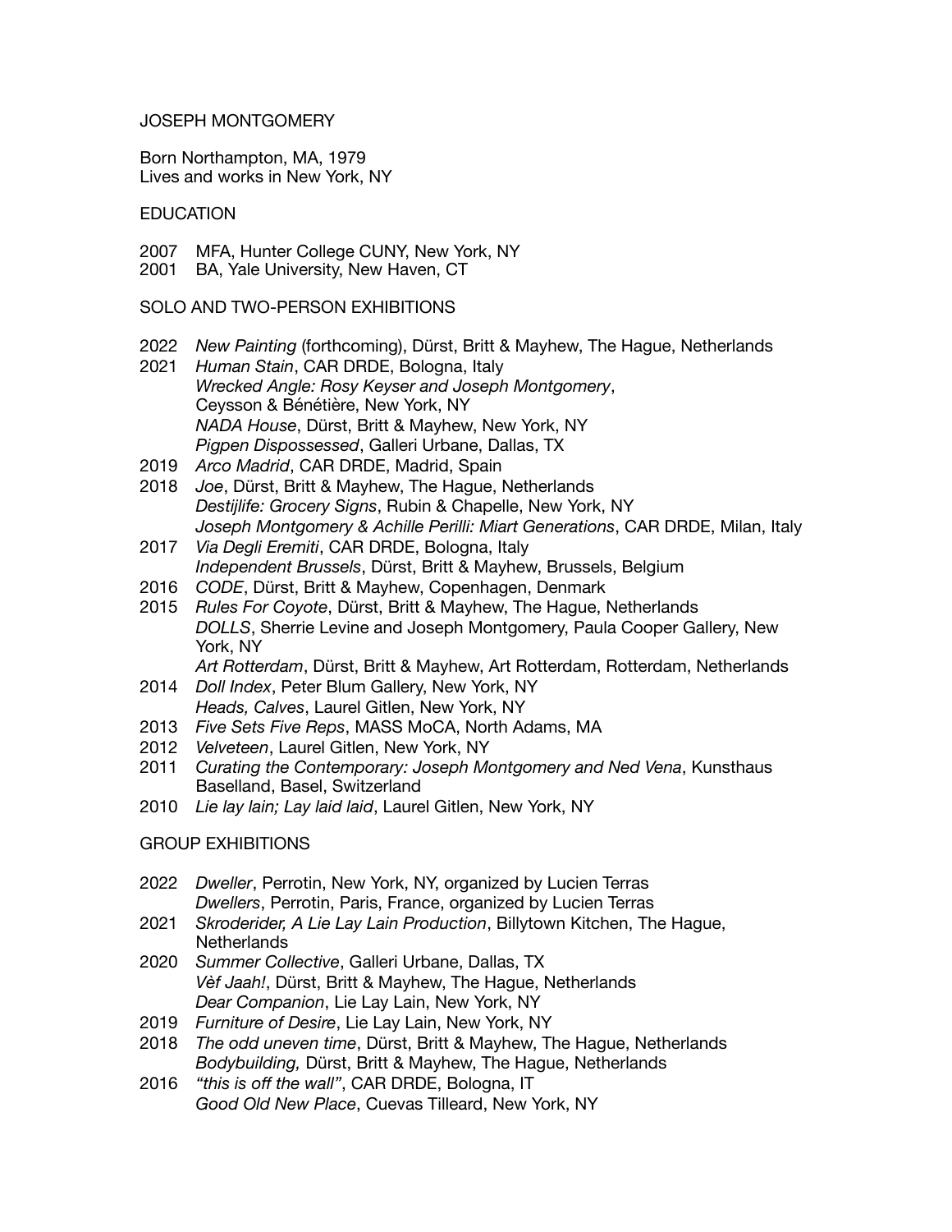# JOSEPH MONTGOMERY

Born Northampton, MA, 1979
Lives and works in New York, NY

## EDUCATION

2007 MFA, Hunter College CUNY, New York, NY
2001 BA, Yale University, New Haven, CT

## SOLO AND TWO-PERSON EXHIBITIONS

2022 *New Painting* (forthcoming), Dürst, Britt & Mayhew, The Hague, Netherlands
2021 *Human Stain*, CAR DRDE, Bologna, Italy
*Wrecked Angle: Rosy Keyser and Joseph Montgomery*, Ceysson & Bénétière, New York, NY
*NADA House*, Dürst, Britt & Mayhew, New York, NY
*Pigpen Dispossessed*, Galleri Urbane, Dallas, TX
2019 *Arco Madrid*, CAR DRDE, Madrid, Spain
2018 *Joe*, Dürst, Britt & Mayhew, The Hague, Netherlands
*Destijlife: Grocery Signs*, Rubin & Chapelle, New York, NY
*Joseph Montgomery & Achille Perilli: Miart Generations*, CAR DRDE, Milan, Italy
2017 *Via Degli Eremiti*, CAR DRDE, Bologna, Italy
*Independent Brussels*, Dürst, Britt & Mayhew, Brussels, Belgium
2016 *CODE*, Dürst, Britt & Mayhew, Copenhagen, Denmark
2015 *Rules For Coyote*, Dürst, Britt & Mayhew, The Hague, Netherlands
*DOLLS*, Sherrie Levine and Joseph Montgomery, Paula Cooper Gallery, New York, NY
*Art Rotterdam*, Dürst, Britt & Mayhew, Art Rotterdam, Rotterdam, Netherlands
2014 *Doll Index*, Peter Blum Gallery, New York, NY
*Heads, Calves*, Laurel Gitlen, New York, NY
2013 *Five Sets Five Reps*, MASS MoCA, North Adams, MA
2012 *Velveteen*, Laurel Gitlen, New York, NY
2011 *Curating the Contemporary: Joseph Montgomery and Ned Vena*, Kunsthaus Baselland, Basel, Switzerland
2010 *Lie lay lain; Lay laid laid*, Laurel Gitlen, New York, NY

## GROUP EXHIBITIONS

2022 *Dweller*, Perrotin, New York, NY, organized by Lucien Terras
*Dwellers*, Perrotin, Paris, France, organized by Lucien Terras
2021 *Skroderider, A Lie Lay Lain Production*, Billytown Kitchen, The Hague, Netherlands
2020 *Summer Collective*, Galleri Urbane, Dallas, TX
*Vèf Jaah!*, Dürst, Britt & Mayhew, The Hague, Netherlands
*Dear Companion*, Lie Lay Lain, New York, NY
2019 *Furniture of Desire*, Lie Lay Lain, New York, NY
2018 *The odd uneven time*, Dürst, Britt & Mayhew, The Hague, Netherlands
*Bodybuilding,* Dürst, Britt & Mayhew, The Hague, Netherlands
2016 *"this is off the wall"*, CAR DRDE, Bologna, IT
*Good Old New Place*, Cuevas Tilleard, New York, NY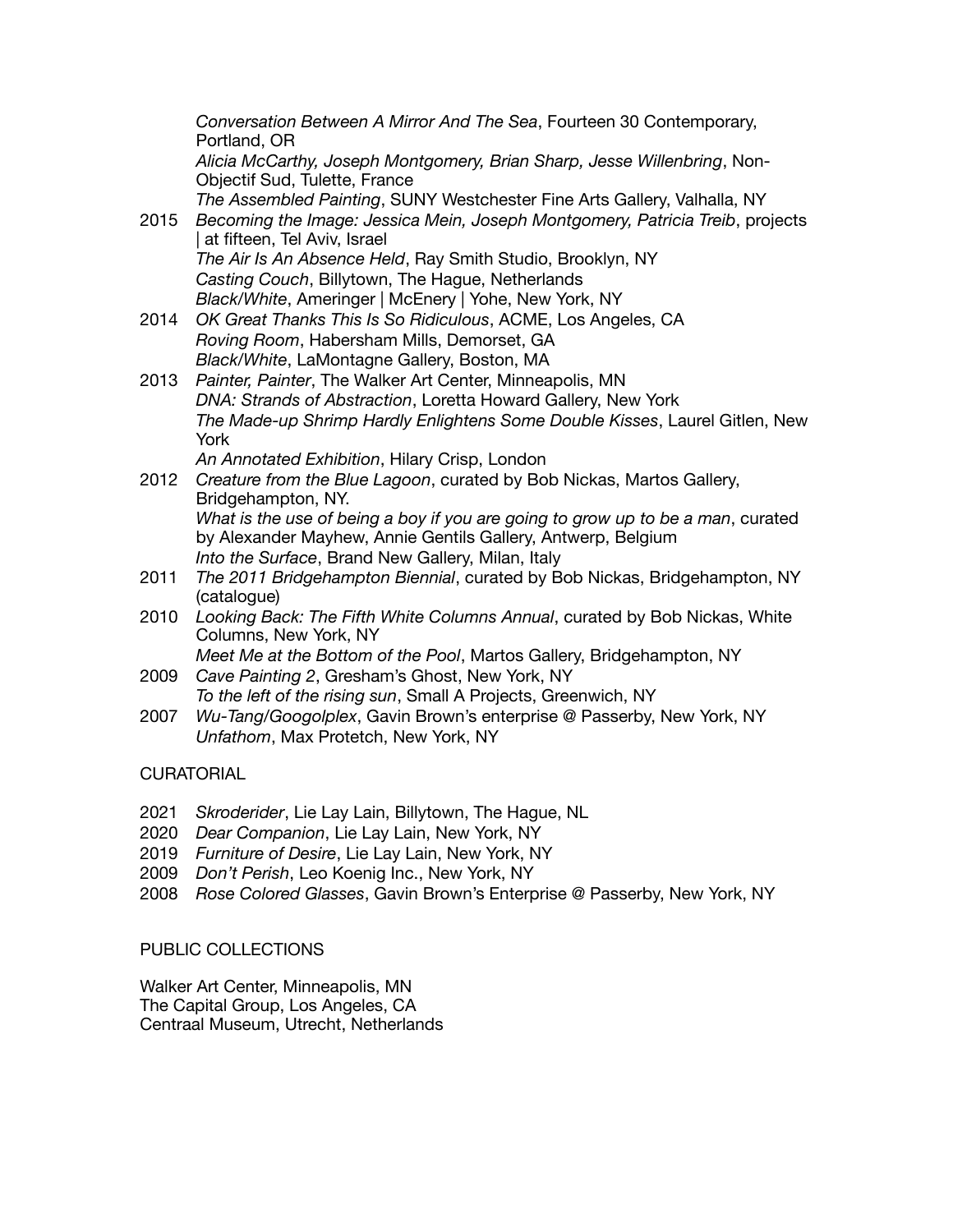*Conversation Between A Mirror And The Sea*, Fourteen 30 Contemporary, Portland, OR
*Alicia McCarthy, Joseph Montgomery, Brian Sharp, Jesse Willenbring*, Non-Objectif Sud, Tulette, France
*The Assembled Painting*, SUNY Westchester Fine Arts Gallery, Valhalla, NY

2015 *Becoming the Image: Jessica Mein, Joseph Montgomery, Patricia Treib*, projects | at fifteen, Tel Aviv, Israel
*The Air Is An Absence Held*, Ray Smith Studio, Brooklyn, NY
*Casting Couch*, Billytown, The Hague, Netherlands
*Black/White*, Ameringer | McEnery | Yohe, New York, NY

2014 *OK Great Thanks This Is So Ridiculous*, ACME, Los Angeles, CA
*Roving Room*, Habersham Mills, Demorset, GA
*Black/White*, LaMontagne Gallery, Boston, MA

2013 *Painter, Painter*, The Walker Art Center, Minneapolis, MN
*DNA: Strands of Abstraction*, Loretta Howard Gallery, New York
*The Made-up Shrimp Hardly Enlightens Some Double Kisses*, Laurel Gitlen, New York
*An Annotated Exhibition*, Hilary Crisp, London

2012 *Creature from the Blue Lagoon*, curated by Bob Nickas, Martos Gallery, Bridgehampton, NY.
*What is the use of being a boy if you are going to grow up to be a man*, curated by Alexander Mayhew, Annie Gentils Gallery, Antwerp, Belgium
*Into the Surface*, Brand New Gallery, Milan, Italy

2011 *The 2011 Bridgehampton Biennial*, curated by Bob Nickas, Bridgehampton, NY (catalogue)

2010 *Looking Back: The Fifth White Columns Annual*, curated by Bob Nickas, White Columns, New York, NY
*Meet Me at the Bottom of the Pool*, Martos Gallery, Bridgehampton, NY

2009 *Cave Painting 2*, Gresham's Ghost, New York, NY
*To the left of the rising sun*, Small A Projects, Greenwich, NY

2007 *Wu-Tang/Googolplex*, Gavin Brown's enterprise @ Passerby, New York, NY
*Unfathom*, Max Protetch, New York, NY

CURATORIAL

2021 *Skroderider*, Lie Lay Lain, Billytown, The Hague, NL
2020 *Dear Companion*, Lie Lay Lain, New York, NY
2019 *Furniture of Desire*, Lie Lay Lain, New York, NY
2009 *Don't Perish*, Leo Koenig Inc., New York, NY
2008 *Rose Colored Glasses*, Gavin Brown's Enterprise @ Passerby, New York, NY

PUBLIC COLLECTIONS

Walker Art Center, Minneapolis, MN
The Capital Group, Los Angeles, CA
Centraal Museum, Utrecht, Netherlands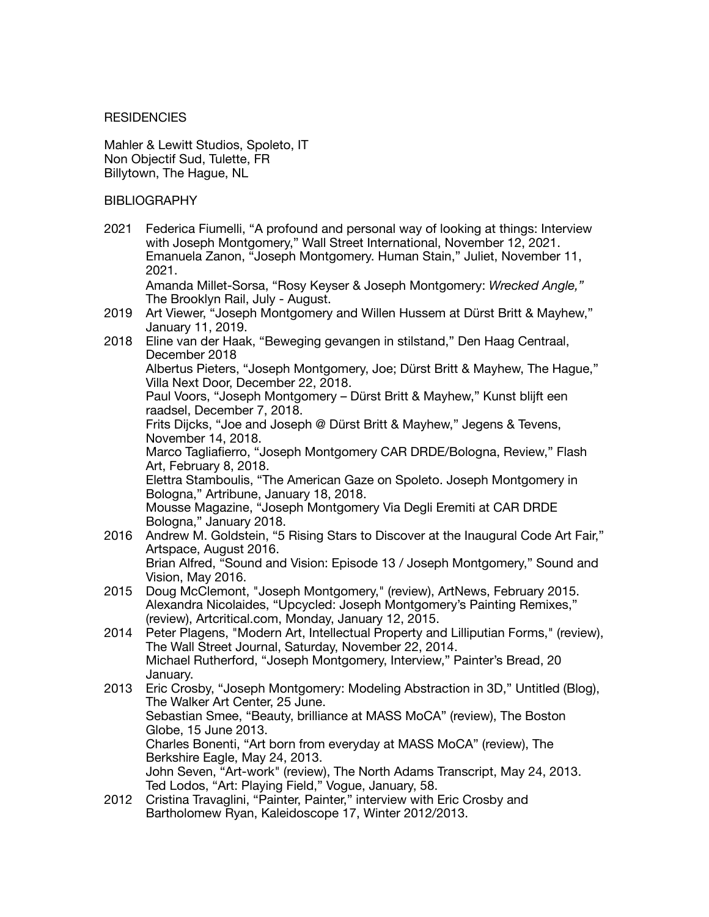## RESIDENCIES

Mahler & Lewitt Studios, Spoleto, IT
Non Objectif Sud, Tulette, FR
Billytown, The Hague, NL

## BIBLIOGRAPHY

2021 Federica Fiumelli, "A profound and personal way of looking at things: Interview with Joseph Montgomery," Wall Street International, November 12, 2021.
Emanuela Zanon, "Joseph Montgomery. Human Stain," Juliet, November 11, 2021.
Amanda Millet-Sorsa, "Rosy Keyser & Joseph Montgomery: *Wrecked Angle,"* The Brooklyn Rail, July - August.

2019 Art Viewer, "Joseph Montgomery and Willen Hussem at Dürst Britt & Mayhew," January 11, 2019.

2018 Eline van der Haak, "Beweging gevangen in stilstand," Den Haag Centraal, December 2018
Albertus Pieters, "Joseph Montgomery, Joe; Dürst Britt & Mayhew, The Hague," Villa Next Door, December 22, 2018.
Paul Voors, "Joseph Montgomery – Dürst Britt & Mayhew," Kunst blijft een raadsel, December 7, 2018.
Frits Dijcks, "Joe and Joseph @ Dürst Britt & Mayhew," Jegens & Tevens, November 14, 2018.
Marco Tagliafierro, "Joseph Montgomery CAR DRDE/Bologna, Review," Flash Art, February 8, 2018.
Elettra Stamboulis, "The American Gaze on Spoleto. Joseph Montgomery in Bologna," Artribune, January 18, 2018.
Mousse Magazine, "Joseph Montgomery Via Degli Eremiti at CAR DRDE Bologna," January 2018.

2016 Andrew M. Goldstein, "5 Rising Stars to Discover at the Inaugural Code Art Fair," Artspace, August 2016.
Brian Alfred, "Sound and Vision: Episode 13 / Joseph Montgomery," Sound and Vision, May 2016.

2015 Doug McClemont, "Joseph Montgomery," (review), ArtNews, February 2015.
Alexandra Nicolaides, "Upcycled: Joseph Montgomery's Painting Remixes," (review), Artcritical.com, Monday, January 12, 2015.

2014 Peter Plagens, "Modern Art, Intellectual Property and Lilliputian Forms," (review), The Wall Street Journal, Saturday, November 22, 2014.
Michael Rutherford, "Joseph Montgomery, Interview," Painter's Bread, 20 January.

2013 Eric Crosby, "Joseph Montgomery: Modeling Abstraction in 3D," Untitled (Blog), The Walker Art Center, 25 June.
Sebastian Smee, "Beauty, brilliance at MASS MoCA" (review), The Boston Globe, 15 June 2013.
Charles Bonenti, "Art born from everyday at MASS MoCA" (review), The Berkshire Eagle, May 24, 2013.
John Seven, "Art-work" (review), The North Adams Transcript, May 24, 2013.
Ted Lodos, "Art: Playing Field," Vogue, January, 58.

2012 Cristina Travaglini, "Painter, Painter," interview with Eric Crosby and Bartholomew Ryan, Kaleidoscope 17, Winter 2012/2013.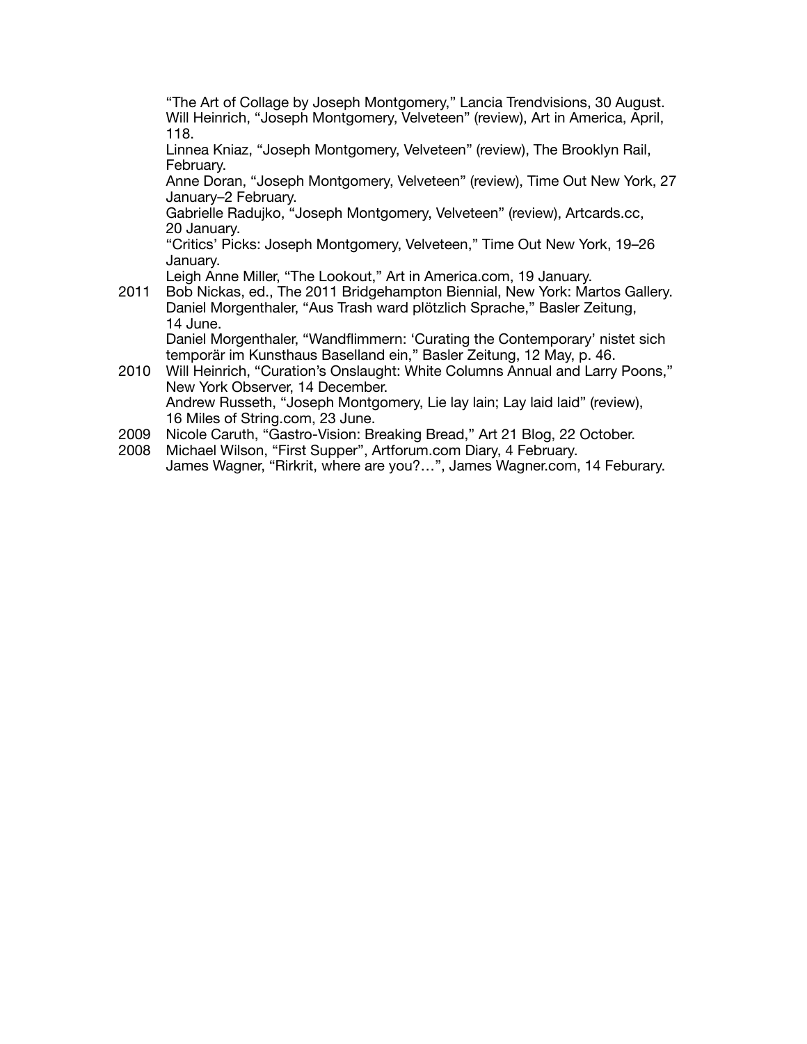"The Art of Collage by Joseph Montgomery," Lancia Trendvisions, 30 August.
Will Heinrich, "Joseph Montgomery, Velveteen" (review), Art in America, April, 118.
Linnea Kniaz, "Joseph Montgomery, Velveteen" (review), The Brooklyn Rail, February.
Anne Doran, "Joseph Montgomery, Velveteen" (review), Time Out New York, 27 January–2 February.
Gabrielle Radujko, "Joseph Montgomery, Velveteen" (review), Artcards.cc, 20 January.
"Critics' Picks: Joseph Montgomery, Velveteen," Time Out New York, 19–26 January.
Leigh Anne Miller, "The Lookout," Art in America.com, 19 January.

2011 Bob Nickas, ed., The 2011 Bridgehampton Biennial, New York: Martos Gallery.
Daniel Morgenthaler, "Aus Trash ward plötzlich Sprache," Basler Zeitung, 14 June.
Daniel Morgenthaler, "Wandflimmern: 'Curating the Contemporary' nistet sich temporär im Kunsthaus Baselland ein," Basler Zeitung, 12 May, p. 46.

2010 Will Heinrich, "Curation's Onslaught: White Columns Annual and Larry Poons," New York Observer, 14 December.
Andrew Russeth, "Joseph Montgomery, Lie lay lain; Lay laid laid" (review), 16 Miles of String.com, 23 June.

2009 Nicole Caruth, "Gastro-Vision: Breaking Bread," Art 21 Blog, 22 October.

2008 Michael Wilson, "First Supper", Artforum.com Diary, 4 February.
James Wagner, "Rirkrit, where are you?…", James Wagner.com, 14 Feburary.